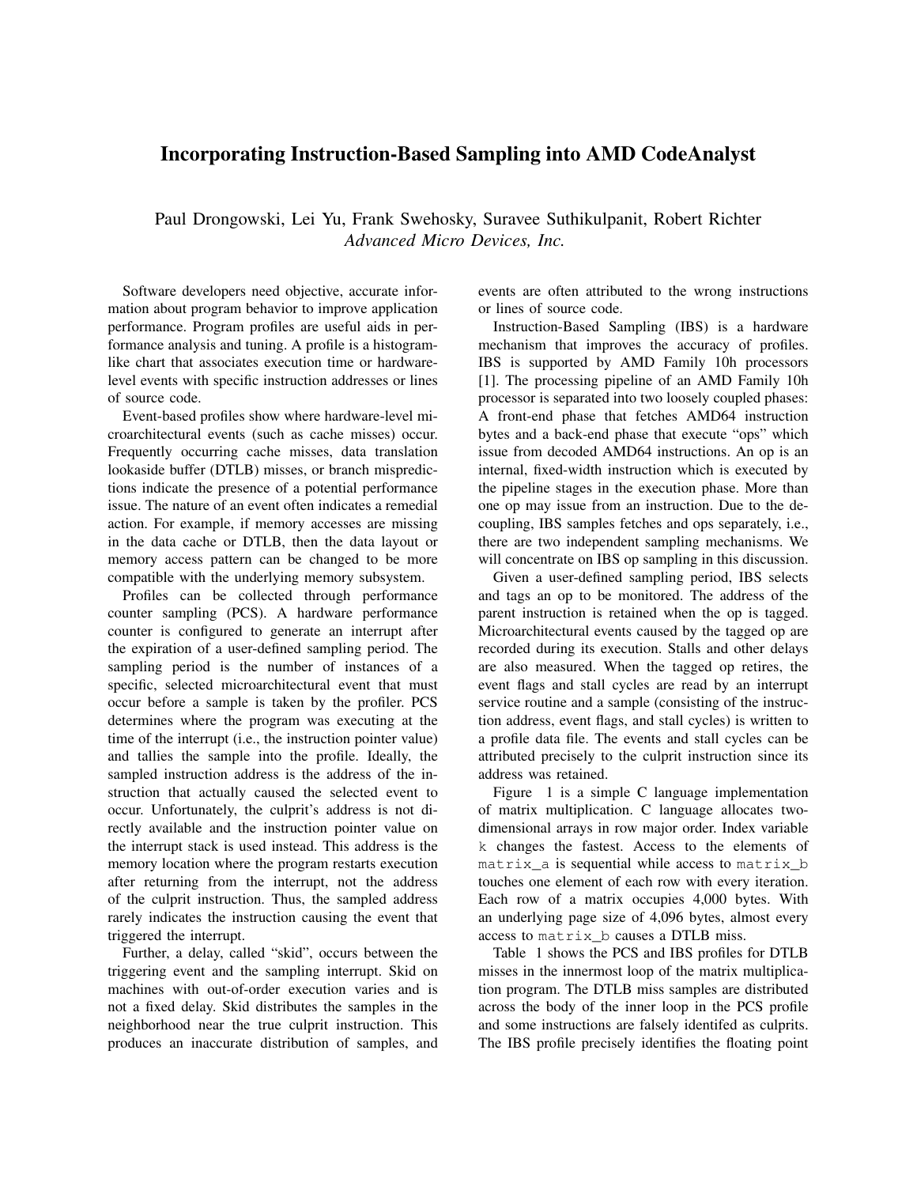# Incorporating Instruction-Based Sampling into AMD CodeAnalyst

Paul Drongowski, Lei Yu, Frank Swehosky, Suravee Suthikulpanit, Robert Richter
*Advanced Micro Devices, Inc.*

Software developers need objective, accurate information about program behavior to improve application performance. Program profiles are useful aids in performance analysis and tuning. A profile is a histogram-like chart that associates execution time or hardware-level events with specific instruction addresses or lines of source code.

Event-based profiles show where hardware-level microarchitectural events (such as cache misses) occur. Frequently occurring cache misses, data translation lookaside buffer (DTLB) misses, or branch mispredictions indicate the presence of a potential performance issue. The nature of an event often indicates a remedial action. For example, if memory accesses are missing in the data cache or DTLB, then the data layout or memory access pattern can be changed to be more compatible with the underlying memory subsystem.

Profiles can be collected through performance counter sampling (PCS). A hardware performance counter is configured to generate an interrupt after the expiration of a user-defined sampling period. The sampling period is the number of instances of a specific, selected microarchitectural event that must occur before a sample is taken by the profiler. PCS determines where the program was executing at the time of the interrupt (i.e., the instruction pointer value) and tallies the sample into the profile. Ideally, the sampled instruction address is the address of the instruction that actually caused the selected event to occur. Unfortunately, the culprit's address is not directly available and the instruction pointer value on the interrupt stack is used instead. This address is the memory location where the program restarts execution after returning from the interrupt, not the address of the culprit instruction. Thus, the sampled address rarely indicates the instruction causing the event that triggered the interrupt.

Further, a delay, called "skid", occurs between the triggering event and the sampling interrupt. Skid on machines with out-of-order execution varies and is not a fixed delay. Skid distributes the samples in the neighborhood near the true culprit instruction. This produces an inaccurate distribution of samples, and events are often attributed to the wrong instructions or lines of source code.

Instruction-Based Sampling (IBS) is a hardware mechanism that improves the accuracy of profiles. IBS is supported by AMD Family 10h processors [1]. The processing pipeline of an AMD Family 10h processor is separated into two loosely coupled phases: A front-end phase that fetches AMD64 instruction bytes and a back-end phase that execute "ops" which issue from decoded AMD64 instructions. An op is an internal, fixed-width instruction which is executed by the pipeline stages in the execution phase. More than one op may issue from an instruction. Due to the decoupling, IBS samples fetches and ops separately, i.e., there are two independent sampling mechanisms. We will concentrate on IBS op sampling in this discussion.

Given a user-defined sampling period, IBS selects and tags an op to be monitored. The address of the parent instruction is retained when the op is tagged. Microarchitectural events caused by the tagged op are recorded during its execution. Stalls and other delays are also measured. When the tagged op retires, the event flags and stall cycles are read by an interrupt service routine and a sample (consisting of the instruction address, event flags, and stall cycles) is written to a profile data file. The events and stall cycles can be attributed precisely to the culprit instruction since its address was retained.

Figure 1 is a simple C language implementation of matrix multiplication. C language allocates two-dimensional arrays in row major order. Index variable `k` changes the fastest. Access to the elements of `matrix_a` is sequential while access to `matrix_b` touches one element of each row with every iteration. Each row of a matrix occupies 4,000 bytes. With an underlying page size of 4,096 bytes, almost every access to `matrix_b` causes a DTLB miss.

Table 1 shows the PCS and IBS profiles for DTLB misses in the innermost loop of the matrix multiplication program. The DTLB miss samples are distributed across the body of the inner loop in the PCS profile and some instructions are falsely identifed as culprits. The IBS profile precisely identifies the floating point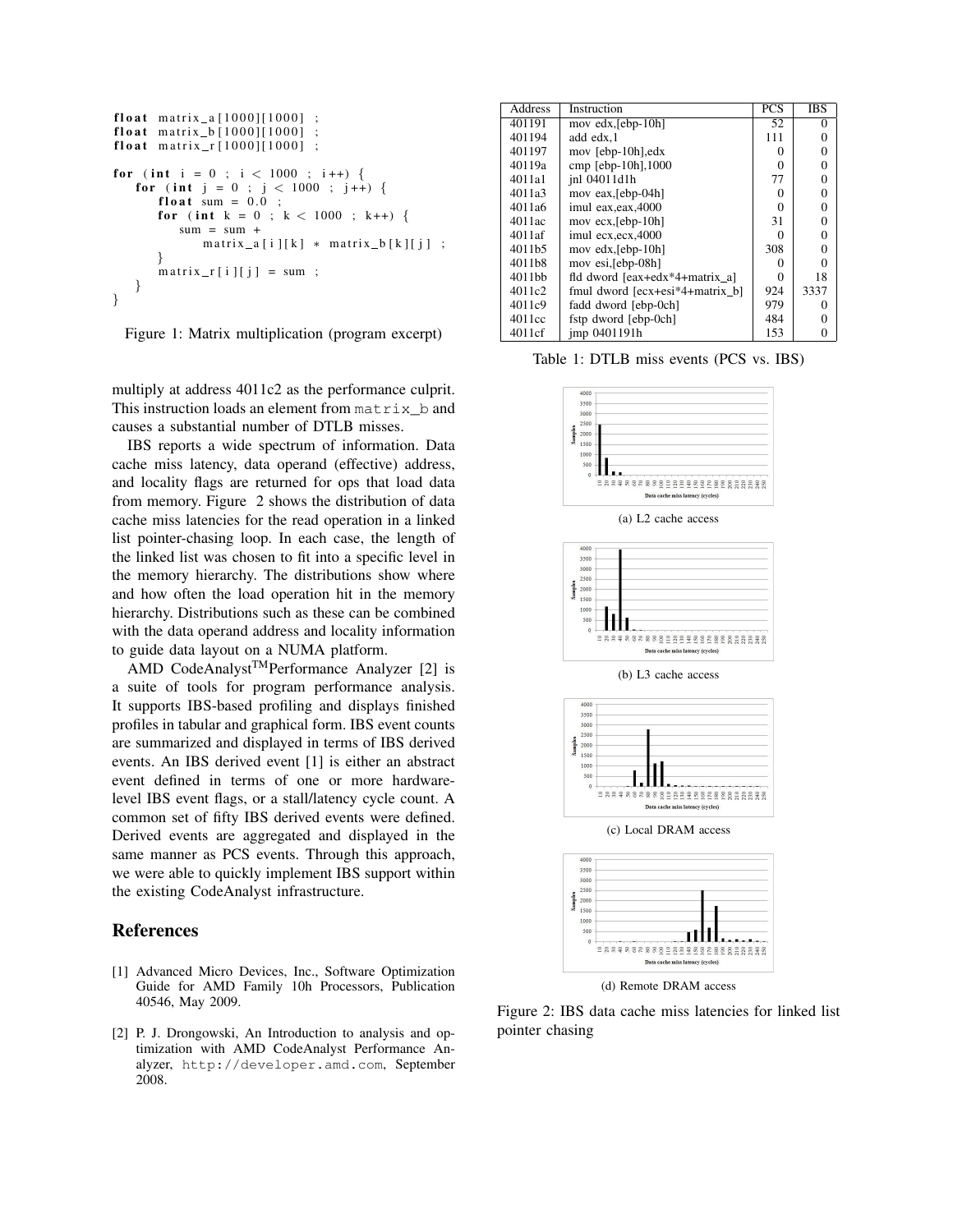```
float matrix_a[1000][1000] ;
float matrix_b[1000][1000] ;
float matrix_r[1000][1000] ;

for (int i = 0 ; i < 1000 ; i++) {
    for (int j = 0 ; j < 1000 ; j++) {
        float sum = 0.0 ;
        for (int k = 0 ; k < 1000 ; k++) {
            sum = sum +
                matrix_a[i][k] * matrix_b[k][j] ;
        }
        matrix_r[i][j] = sum ;
    }
}
```

Figure 1: Matrix multiplication (program excerpt)

multiply at address 4011c2 as the performance culprit. This instruction loads an element from `matrix_b` and causes a substantial number of DTLB misses.

IBS reports a wide spectrum of information. Data cache miss latency, data operand (effective) address, and locality flags are returned for ops that load data from memory. Figure 2 shows the distribution of data cache miss latencies for the read operation in a linked list pointer-chasing loop. In each case, the length of the linked list was chosen to fit into a specific level in the memory hierarchy. The distributions show where and how often the load operation hit in the memory hierarchy. Distributions such as these can be combined with the data operand address and locality information to guide data layout on a NUMA platform.

AMD CodeAnalyst™Performance Analyzer [2] is a suite of tools for program performance analysis. It supports IBS-based profiling and displays finished profiles in tabular and graphical form. IBS event counts are summarized and displayed in terms of IBS derived events. An IBS derived event [1] is either an abstract event defined in terms of one or more hardware-level IBS event flags, or a stall/latency cycle count. A common set of fifty IBS derived events were defined. Derived events are aggregated and displayed in the same manner as PCS events. Through this approach, we were able to quickly implement IBS support within the existing CodeAnalyst infrastructure.

| Address | Instruction | PCS | IBS |
|---|---|---|---|
| 401191 | mov edx,[ebp-10h] | 52 | 0 |
| 401194 | add edx,1 | 111 | 0 |
| 401197 | mov [ebp-10h],edx | 0 | 0 |
| 40119a | cmp [ebp-10h],1000 | 0 | 0 |
| 4011a1 | jnl 04011d1h | 77 | 0 |
| 4011a3 | mov eax,[ebp-04h] | 0 | 0 |
| 4011a6 | imul eax,eax,4000 | 0 | 0 |
| 4011ac | mov ecx,[ebp-10h] | 31 | 0 |
| 4011af | imul ecx,ecx,4000 | 0 | 0 |
| 4011b5 | mov edx,[ebp-10h] | 308 | 0 |
| 4011b8 | mov esi,[ebp-08h] | 0 | 0 |
| 4011bb | fld dword [eax+edx*4+matrix_a] | 0 | 18 |
| 4011c2 | fmul dword [ecx+esi*4+matrix_b] | 924 | 3337 |
| 4011c9 | fadd dword [ebp-0ch] | 979 | 0 |
| 4011cc | fstp dword [ebp-0ch] | 484 | 0 |
| 4011cf | jmp 0401191h | 153 | 0 |

Table 1: DTLB miss events (PCS vs. IBS)

(a) L2 cache access

(b) L3 cache access

(c) Local DRAM access

(d) Remote DRAM access

Figure 2: IBS data cache miss latencies for linked list pointer chasing

## References

[1] Advanced Micro Devices, Inc., Software Optimization Guide for AMD Family 10h Processors, Publication 40546, May 2009.

[2] P. J. Drongowski, An Introduction to analysis and optimization with AMD CodeAnalyst Performance Analyzer, http://developer.amd.com, September 2008.